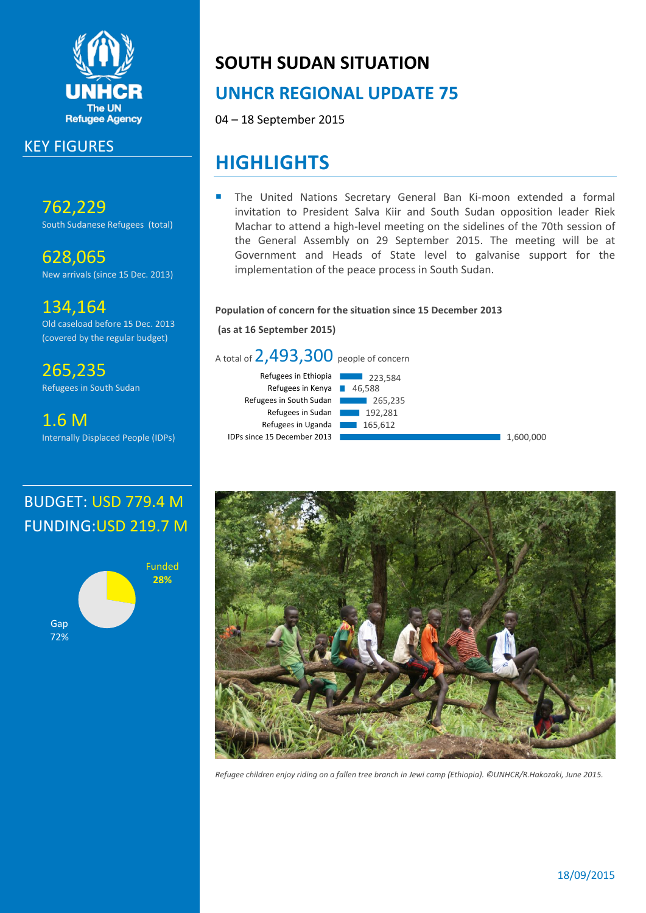# SOUTH SUDAN SITUATION

## UNHCR REGIONAL UPDATE 75

04 – 18 September 2015

## KEY FIGURES

**762,229**
South Sudanese Refugees (total)

**628,065**
New arrivals (since 15 Dec. 2013)

**134,164**
Old caseload before 15 Dec. 2013 (covered by the regular budget)

**265,235**
Refugees in South Sudan

**1.6 M**
Internally Displaced People (IDPs)

**BUDGET:** USD 779.4 M
**FUNDING:** USD 219.7 M

Funded **28%**
Gap 72%

## HIGHLIGHTS

- The United Nations Secretary General Ban Ki-moon extended a formal invitation to President Salva Kiir and South Sudan opposition leader Riek Machar to attend a high-level meeting on the sidelines of the 70th session of the General Assembly on 29 September 2015. The meeting will be at Government and Heads of State level to galvanise support for the implementation of the peace process in South Sudan.

**Population of concern for the situation since 15 December 2013**

**(as at 16 September 2015)**

A total of 2,493,300 people of concern

| Category | Number |
| --- | --- |
| Refugees in Ethiopia | 223,584 |
| Refugees in Kenya | 46,588 |
| Refugees in South Sudan | 265,235 |
| Refugees in Sudan | 192,281 |
| Refugees in Uganda | 165,612 |
| IDPs since 15 December 2013 | 1,600,000 |

*Refugee children enjoy riding on a fallen tree branch in Jewi camp (Ethiopia). ©UNHCR/R.Hakozaki, June 2015.*

18/09/2015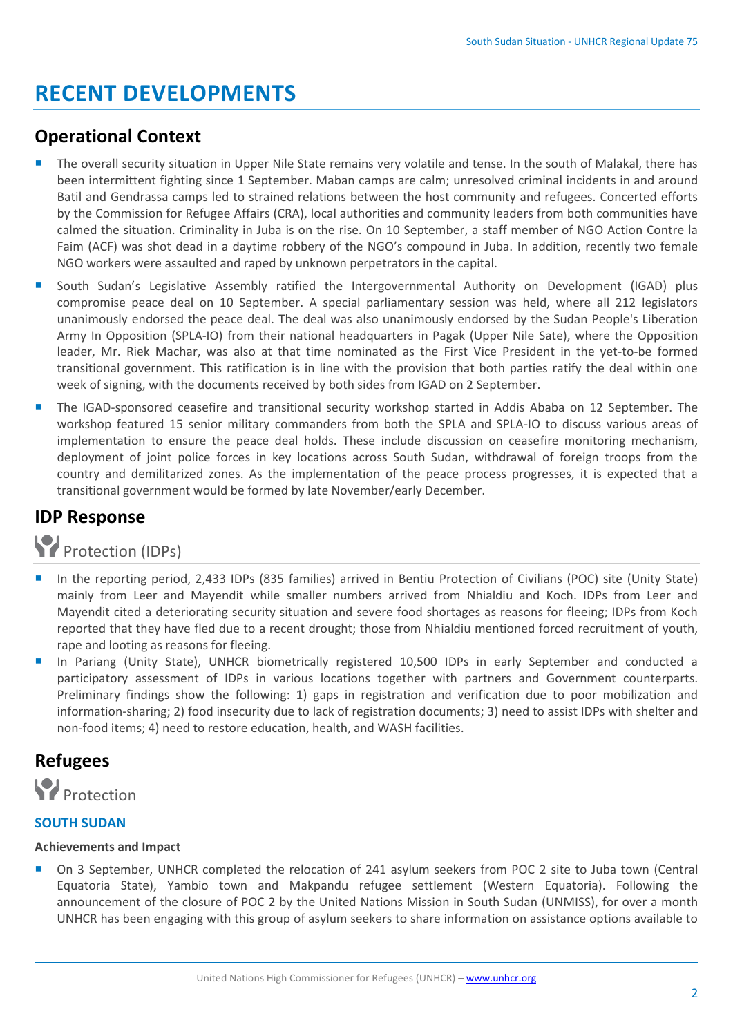# RECENT DEVELOPMENTS

## Operational Context

- The overall security situation in Upper Nile State remains very volatile and tense. In the south of Malakal, there has been intermittent fighting since 1 September. Maban camps are calm; unresolved criminal incidents in and around Batil and Gendrassa camps led to strained relations between the host community and refugees. Concerted efforts by the Commission for Refugee Affairs (CRA), local authorities and community leaders from both communities have calmed the situation. Criminality in Juba is on the rise. On 10 September, a staff member of NGO Action Contre la Faim (ACF) was shot dead in a daytime robbery of the NGO's compound in Juba. In addition, recently two female NGO workers were assaulted and raped by unknown perpetrators in the capital.
- South Sudan's Legislative Assembly ratified the Intergovernmental Authority on Development (IGAD) plus compromise peace deal on 10 September. A special parliamentary session was held, where all 212 legislators unanimously endorsed the peace deal. The deal was also unanimously endorsed by the Sudan People's Liberation Army In Opposition (SPLA-IO) from their national headquarters in Pagak (Upper Nile Sate), where the Opposition leader, Mr. Riek Machar, was also at that time nominated as the First Vice President in the yet-to-be formed transitional government. This ratification is in line with the provision that both parties ratify the deal within one week of signing, with the documents received by both sides from IGAD on 2 September.
- The IGAD-sponsored ceasefire and transitional security workshop started in Addis Ababa on 12 September. The workshop featured 15 senior military commanders from both the SPLA and SPLA-IO to discuss various areas of implementation to ensure the peace deal holds. These include discussion on ceasefire monitoring mechanism, deployment of joint police forces in key locations across South Sudan, withdrawal of foreign troops from the country and demilitarized zones. As the implementation of the peace process progresses, it is expected that a transitional government would be formed by late November/early December.

## IDP Response

### Protection (IDPs)

- In the reporting period, 2,433 IDPs (835 families) arrived in Bentiu Protection of Civilians (POC) site (Unity State) mainly from Leer and Mayendit while smaller numbers arrived from Nhialdiu and Koch. IDPs from Leer and Mayendit cited a deteriorating security situation and severe food shortages as reasons for fleeing; IDPs from Koch reported that they have fled due to a recent drought; those from Nhialdiu mentioned forced recruitment of youth, rape and looting as reasons for fleeing.
- In Pariang (Unity State), UNHCR biometrically registered 10,500 IDPs in early September and conducted a participatory assessment of IDPs in various locations together with partners and Government counterparts. Preliminary findings show the following: 1) gaps in registration and verification due to poor mobilization and information-sharing; 2) food insecurity due to lack of registration documents; 3) need to assist IDPs with shelter and non-food items; 4) need to restore education, health, and WASH facilities.

## Refugees

### Protection

#### SOUTH SUDAN

**Achievements and Impact**

- On 3 September, UNHCR completed the relocation of 241 asylum seekers from POC 2 site to Juba town (Central Equatoria State), Yambio town and Makpandu refugee settlement (Western Equatoria). Following the announcement of the closure of POC 2 by the United Nations Mission in South Sudan (UNMISS), for over a month UNHCR has been engaging with this group of asylum seekers to share information on assistance options available to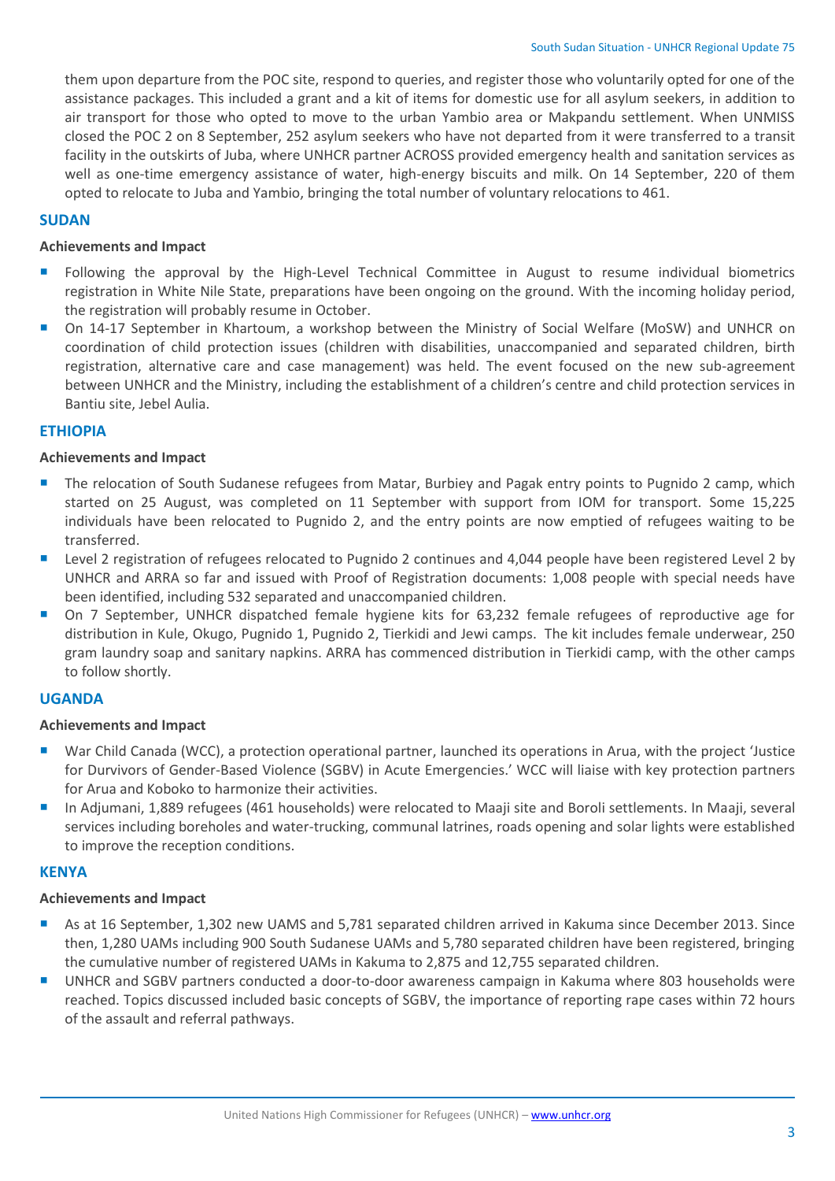them upon departure from the POC site, respond to queries, and register those who voluntarily opted for one of the assistance packages. This included a grant and a kit of items for domestic use for all asylum seekers, in addition to air transport for those who opted to move to the urban Yambio area or Makpandu settlement. When UNMISS closed the POC 2 on 8 September, 252 asylum seekers who have not departed from it were transferred to a transit facility in the outskirts of Juba, where UNHCR partner ACROSS provided emergency health and sanitation services as well as one-time emergency assistance of water, high-energy biscuits and milk. On 14 September, 220 of them opted to relocate to Juba and Yambio, bringing the total number of voluntary relocations to 461.

## SUDAN

### Achievements and Impact

- Following the approval by the High-Level Technical Committee in August to resume individual biometrics registration in White Nile State, preparations have been ongoing on the ground. With the incoming holiday period, the registration will probably resume in October.
- On 14-17 September in Khartoum, a workshop between the Ministry of Social Welfare (MoSW) and UNHCR on coordination of child protection issues (children with disabilities, unaccompanied and separated children, birth registration, alternative care and case management) was held. The event focused on the new sub-agreement between UNHCR and the Ministry, including the establishment of a children's centre and child protection services in Bantiu site, Jebel Aulia.

## ETHIOPIA

### Achievements and Impact

- The relocation of South Sudanese refugees from Matar, Burbiey and Pagak entry points to Pugnido 2 camp, which started on 25 August, was completed on 11 September with support from IOM for transport. Some 15,225 individuals have been relocated to Pugnido 2, and the entry points are now emptied of refugees waiting to be transferred.
- Level 2 registration of refugees relocated to Pugnido 2 continues and 4,044 people have been registered Level 2 by UNHCR and ARRA so far and issued with Proof of Registration documents: 1,008 people with special needs have been identified, including 532 separated and unaccompanied children.
- On 7 September, UNHCR dispatched female hygiene kits for 63,232 female refugees of reproductive age for distribution in Kule, Okugo, Pugnido 1, Pugnido 2, Tierkidi and Jewi camps. The kit includes female underwear, 250 gram laundry soap and sanitary napkins. ARRA has commenced distribution in Tierkidi camp, with the other camps to follow shortly.

## UGANDA

### Achievements and Impact

- War Child Canada (WCC), a protection operational partner, launched its operations in Arua, with the project 'Justice for Durvivors of Gender-Based Violence (SGBV) in Acute Emergencies.' WCC will liaise with key protection partners for Arua and Koboko to harmonize their activities.
- In Adjumani, 1,889 refugees (461 households) were relocated to Maaji site and Boroli settlements. In Maaji, several services including boreholes and water-trucking, communal latrines, roads opening and solar lights were established to improve the reception conditions.

## KENYA

### Achievements and Impact

- As at 16 September, 1,302 new UAMS and 5,781 separated children arrived in Kakuma since December 2013. Since then, 1,280 UAMs including 900 South Sudanese UAMs and 5,780 separated children have been registered, bringing the cumulative number of registered UAMs in Kakuma to 2,875 and 12,755 separated children.
- UNHCR and SGBV partners conducted a door-to-door awareness campaign in Kakuma where 803 households were reached. Topics discussed included basic concepts of SGBV, the importance of reporting rape cases within 72 hours of the assault and referral pathways.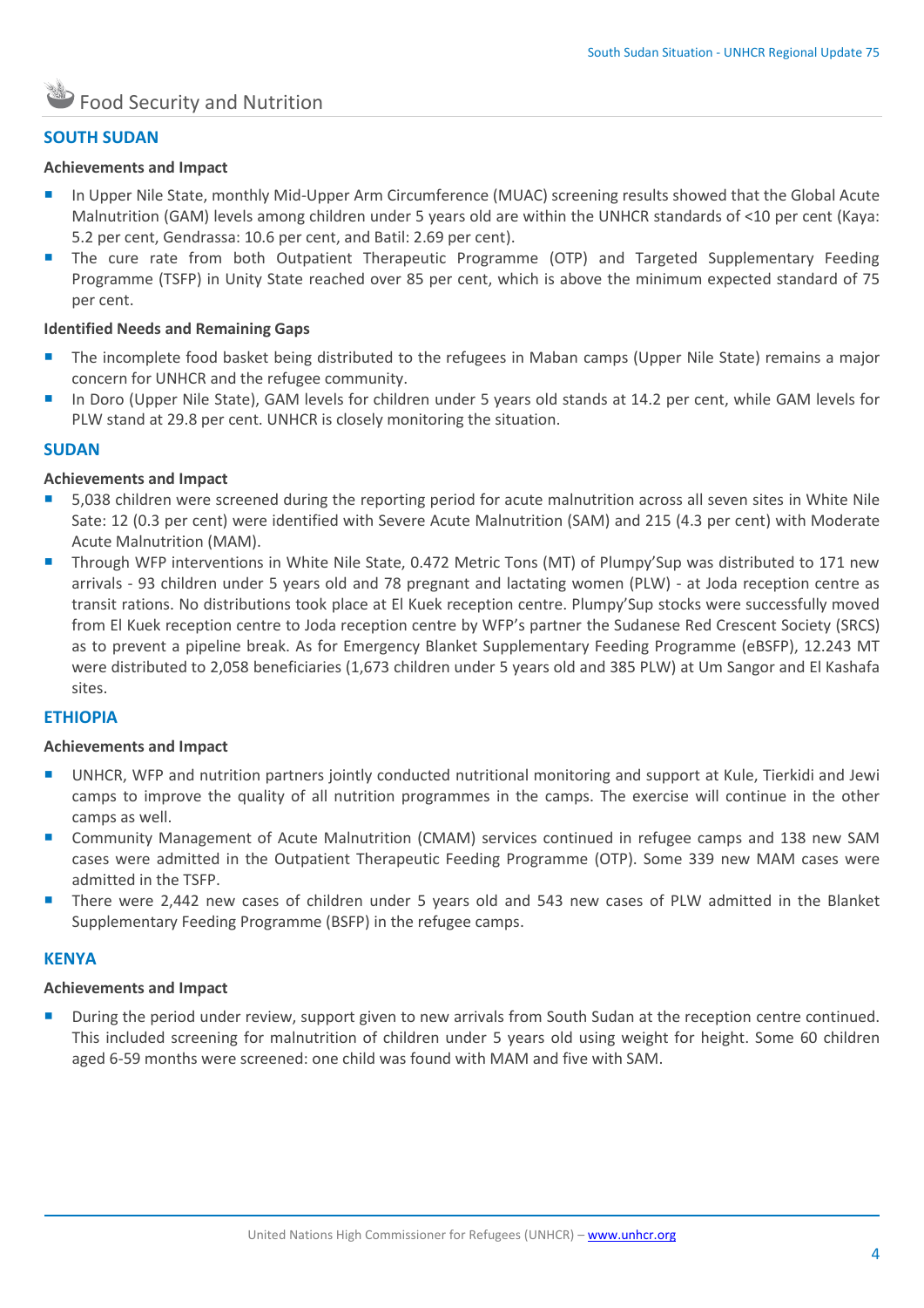# Food Security and Nutrition

## SOUTH SUDAN

**Achievements and Impact**

- In Upper Nile State, monthly Mid-Upper Arm Circumference (MUAC) screening results showed that the Global Acute Malnutrition (GAM) levels among children under 5 years old are within the UNHCR standards of <10 per cent (Kaya: 5.2 per cent, Gendrassa: 10.6 per cent, and Batil: 2.69 per cent).
- The cure rate from both Outpatient Therapeutic Programme (OTP) and Targeted Supplementary Feeding Programme (TSFP) in Unity State reached over 85 per cent, which is above the minimum expected standard of 75 per cent.

**Identified Needs and Remaining Gaps**

- The incomplete food basket being distributed to the refugees in Maban camps (Upper Nile State) remains a major concern for UNHCR and the refugee community.
- In Doro (Upper Nile State), GAM levels for children under 5 years old stands at 14.2 per cent, while GAM levels for PLW stand at 29.8 per cent. UNHCR is closely monitoring the situation.

## SUDAN

**Achievements and Impact**

- 5,038 children were screened during the reporting period for acute malnutrition across all seven sites in White Nile Sate: 12 (0.3 per cent) were identified with Severe Acute Malnutrition (SAM) and 215 (4.3 per cent) with Moderate Acute Malnutrition (MAM).
- Through WFP interventions in White Nile State, 0.472 Metric Tons (MT) of Plumpy'Sup was distributed to 171 new arrivals - 93 children under 5 years old and 78 pregnant and lactating women (PLW) - at Joda reception centre as transit rations. No distributions took place at El Kuek reception centre. Plumpy'Sup stocks were successfully moved from El Kuek reception centre to Joda reception centre by WFP's partner the Sudanese Red Crescent Society (SRCS) as to prevent a pipeline break. As for Emergency Blanket Supplementary Feeding Programme (eBSFP), 12.243 MT were distributed to 2,058 beneficiaries (1,673 children under 5 years old and 385 PLW) at Um Sangor and El Kashafa sites.

## ETHIOPIA

**Achievements and Impact**

- UNHCR, WFP and nutrition partners jointly conducted nutritional monitoring and support at Kule, Tierkidi and Jewi camps to improve the quality of all nutrition programmes in the camps. The exercise will continue in the other camps as well.
- Community Management of Acute Malnutrition (CMAM) services continued in refugee camps and 138 new SAM cases were admitted in the Outpatient Therapeutic Feeding Programme (OTP). Some 339 new MAM cases were admitted in the TSFP.
- There were 2,442 new cases of children under 5 years old and 543 new cases of PLW admitted in the Blanket Supplementary Feeding Programme (BSFP) in the refugee camps.

## KENYA

**Achievements and Impact**

- During the period under review, support given to new arrivals from South Sudan at the reception centre continued. This included screening for malnutrition of children under 5 years old using weight for height. Some 60 children aged 6-59 months were screened: one child was found with MAM and five with SAM.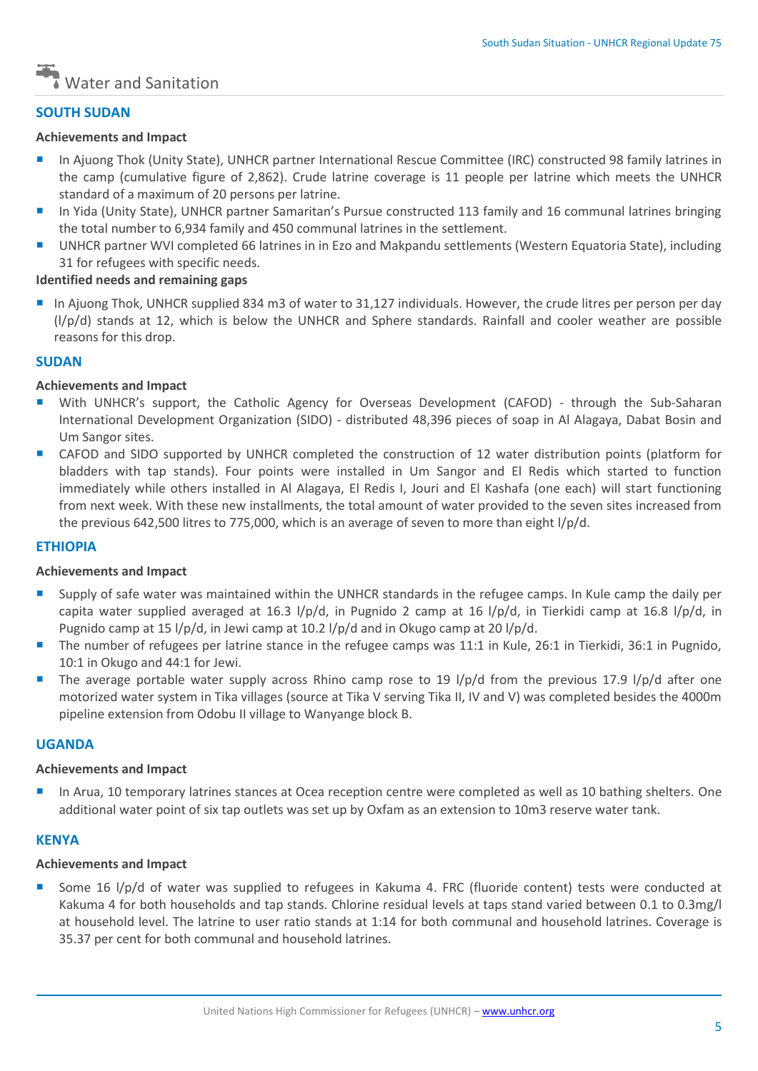## Water and Sanitation

### SOUTH SUDAN

**Achievements and Impact**

- In Ajuong Thok (Unity State), UNHCR partner International Rescue Committee (IRC) constructed 98 family latrines in the camp (cumulative figure of 2,862). Crude latrine coverage is 11 people per latrine which meets the UNHCR standard of a maximum of 20 persons per latrine.
- In Yida (Unity State), UNHCR partner Samaritan's Pursue constructed 113 family and 16 communal latrines bringing the total number to 6,934 family and 450 communal latrines in the settlement.
- UNHCR partner WVI completed 66 latrines in in Ezo and Makpandu settlements (Western Equatoria State), including 31 for refugees with specific needs.

**Identified needs and remaining gaps**

- In Ajuong Thok, UNHCR supplied 834 m3 of water to 31,127 individuals. However, the crude litres per person per day (l/p/d) stands at 12, which is below the UNHCR and Sphere standards. Rainfall and cooler weather are possible reasons for this drop.

### SUDAN

**Achievements and Impact**

- With UNHCR's support, the Catholic Agency for Overseas Development (CAFOD) - through the Sub-Saharan International Development Organization (SIDO) - distributed 48,396 pieces of soap in Al Alagaya, Dabat Bosin and Um Sangor sites.
- CAFOD and SIDO supported by UNHCR completed the construction of 12 water distribution points (platform for bladders with tap stands). Four points were installed in Um Sangor and El Redis which started to function immediately while others installed in Al Alagaya, El Redis I, Jouri and El Kashafa (one each) will start functioning from next week. With these new installments, the total amount of water provided to the seven sites increased from the previous 642,500 litres to 775,000, which is an average of seven to more than eight l/p/d.

### ETHIOPIA

**Achievements and Impact**

- Supply of safe water was maintained within the UNHCR standards in the refugee camps. In Kule camp the daily per capita water supplied averaged at 16.3 l/p/d, in Pugnido 2 camp at 16 l/p/d, in Tierkidi camp at 16.8 l/p/d, in Pugnido camp at 15 l/p/d, in Jewi camp at 10.2 l/p/d and in Okugo camp at 20 l/p/d.
- The number of refugees per latrine stance in the refugee camps was 11:1 in Kule, 26:1 in Tierkidi, 36:1 in Pugnido, 10:1 in Okugo and 44:1 for Jewi.
- The average portable water supply across Rhino camp rose to 19 l/p/d from the previous 17.9 l/p/d after one motorized water system in Tika villages (source at Tika V serving Tika II, IV and V) was completed besides the 4000m pipeline extension from Odobu II village to Wanyange block B.

### UGANDA

**Achievements and Impact**

- In Arua, 10 temporary latrines stances at Ocea reception centre were completed as well as 10 bathing shelters. One additional water point of six tap outlets was set up by Oxfam as an extension to 10m3 reserve water tank.

### KENYA

**Achievements and Impact**

- Some 16 l/p/d of water was supplied to refugees in Kakuma 4. FRC (fluoride content) tests were conducted at Kakuma 4 for both households and tap stands. Chlorine residual levels at taps stand varied between 0.1 to 0.3mg/l at household level. The latrine to user ratio stands at 1:14 for both communal and household latrines. Coverage is 35.37 per cent for both communal and household latrines.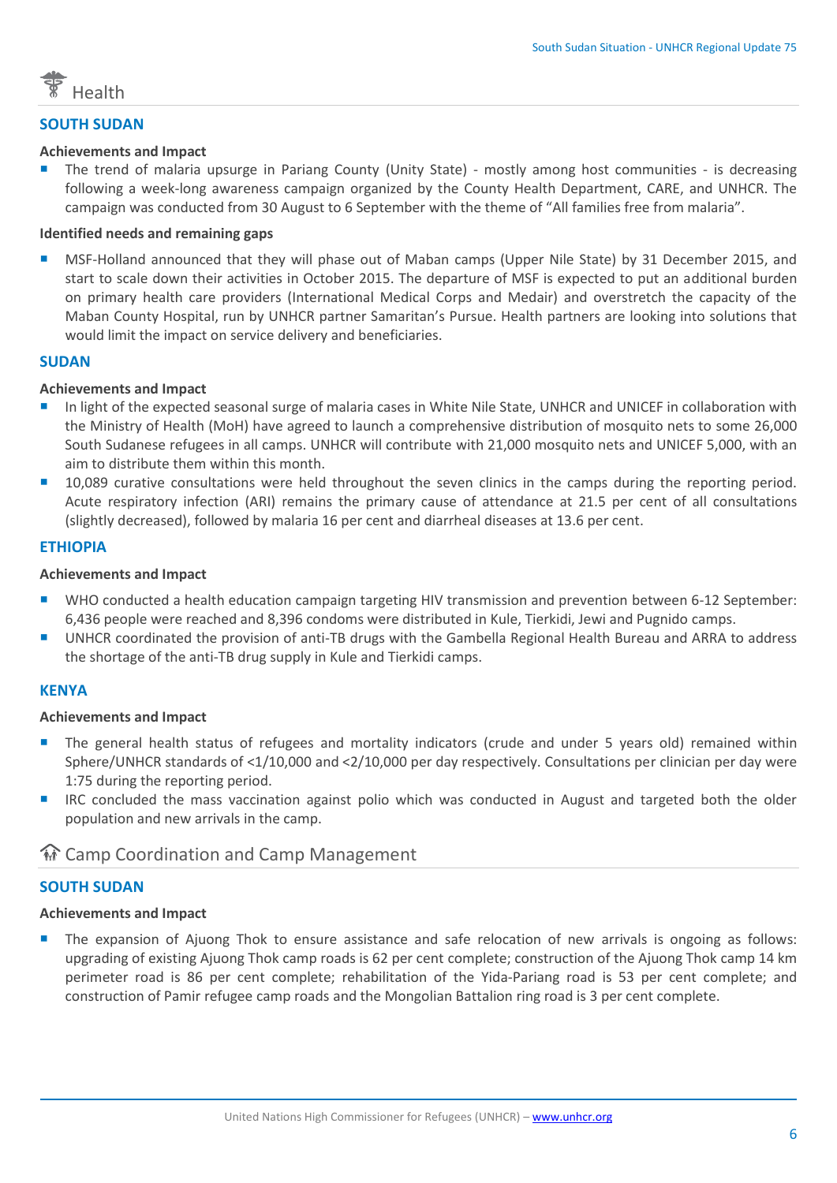# Health

## SOUTH SUDAN

**Achievements and Impact**

- The trend of malaria upsurge in Pariang County (Unity State) - mostly among host communities - is decreasing following a week-long awareness campaign organized by the County Health Department, CARE, and UNHCR. The campaign was conducted from 30 August to 6 September with the theme of "All families free from malaria".

**Identified needs and remaining gaps**

- MSF-Holland announced that they will phase out of Maban camps (Upper Nile State) by 31 December 2015, and start to scale down their activities in October 2015. The departure of MSF is expected to put an additional burden on primary health care providers (International Medical Corps and Medair) and overstretch the capacity of the Maban County Hospital, run by UNHCR partner Samaritan's Pursue. Health partners are looking into solutions that would limit the impact on service delivery and beneficiaries.

## SUDAN

**Achievements and Impact**

- In light of the expected seasonal surge of malaria cases in White Nile State, UNHCR and UNICEF in collaboration with the Ministry of Health (MoH) have agreed to launch a comprehensive distribution of mosquito nets to some 26,000 South Sudanese refugees in all camps. UNHCR will contribute with 21,000 mosquito nets and UNICEF 5,000, with an aim to distribute them within this month.
- 10,089 curative consultations were held throughout the seven clinics in the camps during the reporting period. Acute respiratory infection (ARI) remains the primary cause of attendance at 21.5 per cent of all consultations (slightly decreased), followed by malaria 16 per cent and diarrheal diseases at 13.6 per cent.

## ETHIOPIA

**Achievements and Impact**

- WHO conducted a health education campaign targeting HIV transmission and prevention between 6-12 September: 6,436 people were reached and 8,396 condoms were distributed in Kule, Tierkidi, Jewi and Pugnido camps.
- UNHCR coordinated the provision of anti-TB drugs with the Gambella Regional Health Bureau and ARRA to address the shortage of the anti-TB drug supply in Kule and Tierkidi camps.

## KENYA

**Achievements and Impact**

- The general health status of refugees and mortality indicators (crude and under 5 years old) remained within Sphere/UNHCR standards of <1/10,000 and <2/10,000 per day respectively. Consultations per clinician per day were 1:75 during the reporting period.
- IRC concluded the mass vaccination against polio which was conducted in August and targeted both the older population and new arrivals in the camp.

# Camp Coordination and Camp Management

## SOUTH SUDAN

**Achievements and Impact**

- The expansion of Ajuong Thok to ensure assistance and safe relocation of new arrivals is ongoing as follows: upgrading of existing Ajuong Thok camp roads is 62 per cent complete; construction of the Ajuong Thok camp 14 km perimeter road is 86 per cent complete; rehabilitation of the Yida-Pariang road is 53 per cent complete; and construction of Pamir refugee camp roads and the Mongolian Battalion ring road is 3 per cent complete.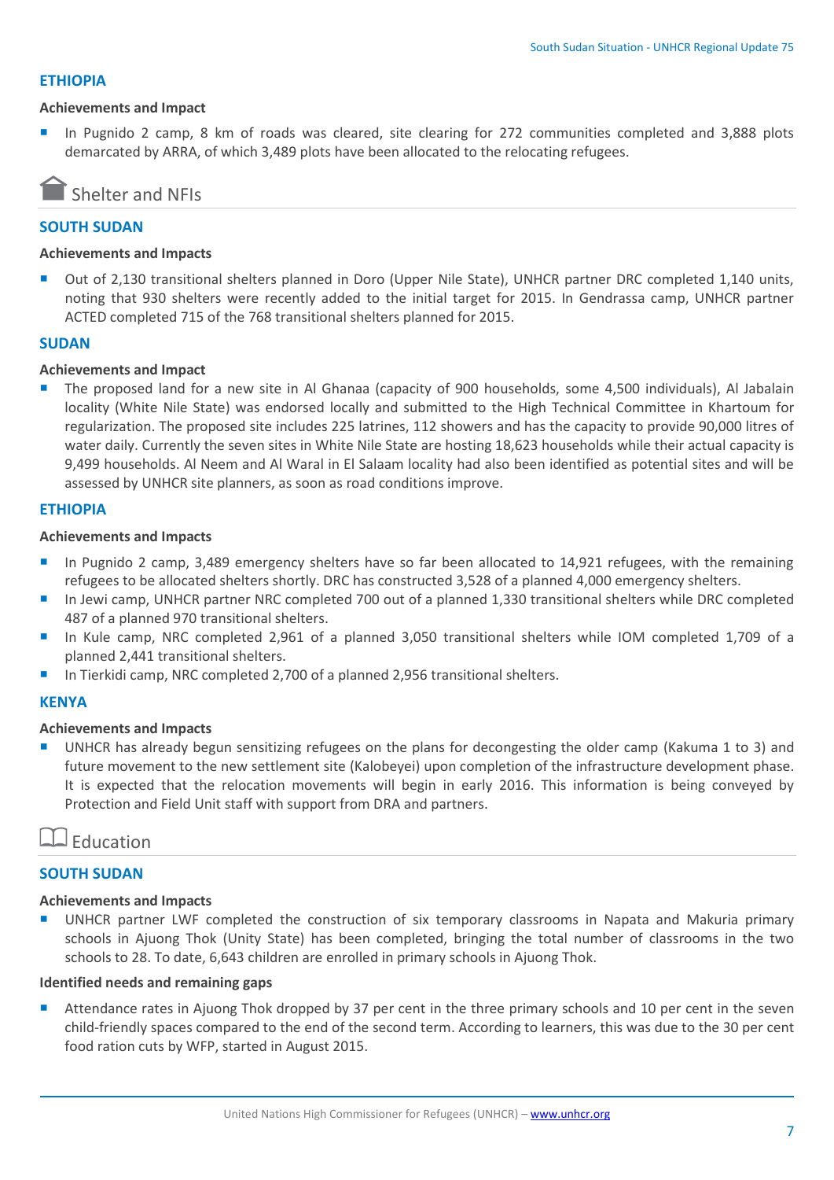### ETHIOPIA

**Achievements and Impact**

- In Pugnido 2 camp, 8 km of roads was cleared, site clearing for 272 communities completed and 3,888 plots demarcated by ARRA, of which 3,489 plots have been allocated to the relocating refugees.

## Shelter and NFIs

### SOUTH SUDAN

**Achievements and Impacts**

- Out of 2,130 transitional shelters planned in Doro (Upper Nile State), UNHCR partner DRC completed 1,140 units, noting that 930 shelters were recently added to the initial target for 2015. In Gendrassa camp, UNHCR partner ACTED completed 715 of the 768 transitional shelters planned for 2015.

### SUDAN

**Achievements and Impact**

- The proposed land for a new site in Al Ghanaa (capacity of 900 households, some 4,500 individuals), Al Jabalain locality (White Nile State) was endorsed locally and submitted to the High Technical Committee in Khartoum for regularization. The proposed site includes 225 latrines, 112 showers and has the capacity to provide 90,000 litres of water daily. Currently the seven sites in White Nile State are hosting 18,623 households while their actual capacity is 9,499 households. Al Neem and Al Waral in El Salaam locality had also been identified as potential sites and will be assessed by UNHCR site planners, as soon as road conditions improve.

### ETHIOPIA

**Achievements and Impacts**

- In Pugnido 2 camp, 3,489 emergency shelters have so far been allocated to 14,921 refugees, with the remaining refugees to be allocated shelters shortly. DRC has constructed 3,528 of a planned 4,000 emergency shelters.
- In Jewi camp, UNHCR partner NRC completed 700 out of a planned 1,330 transitional shelters while DRC completed 487 of a planned 970 transitional shelters.
- In Kule camp, NRC completed 2,961 of a planned 3,050 transitional shelters while IOM completed 1,709 of a planned 2,441 transitional shelters.
- In Tierkidi camp, NRC completed 2,700 of a planned 2,956 transitional shelters.

### KENYA

**Achievements and Impacts**

- UNHCR has already begun sensitizing refugees on the plans for decongesting the older camp (Kakuma 1 to 3) and future movement to the new settlement site (Kalobeyei) upon completion of the infrastructure development phase. It is expected that the relocation movements will begin in early 2016. This information is being conveyed by Protection and Field Unit staff with support from DRA and partners.

## Education

### SOUTH SUDAN

**Achievements and Impacts**

- UNHCR partner LWF completed the construction of six temporary classrooms in Napata and Makuria primary schools in Ajuong Thok (Unity State) has been completed, bringing the total number of classrooms in the two schools to 28. To date, 6,643 children are enrolled in primary schools in Ajuong Thok.

**Identified needs and remaining gaps**

- Attendance rates in Ajuong Thok dropped by 37 per cent in the three primary schools and 10 per cent in the seven child-friendly spaces compared to the end of the second term. According to learners, this was due to the 30 per cent food ration cuts by WFP, started in August 2015.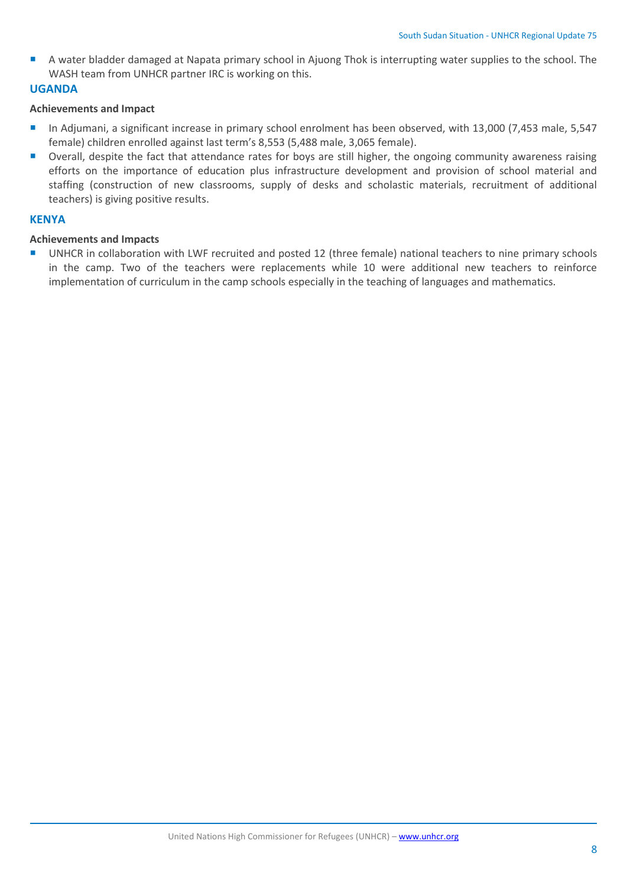- A water bladder damaged at Napata primary school in Ajuong Thok is interrupting water supplies to the school. The WASH team from UNHCR partner IRC is working on this.

## UGANDA

**Achievements and Impact**

- In Adjumani, a significant increase in primary school enrolment has been observed, with 13,000 (7,453 male, 5,547 female) children enrolled against last term's 8,553 (5,488 male, 3,065 female).
- Overall, despite the fact that attendance rates for boys are still higher, the ongoing community awareness raising efforts on the importance of education plus infrastructure development and provision of school material and staffing (construction of new classrooms, supply of desks and scholastic materials, recruitment of additional teachers) is giving positive results.

## KENYA

**Achievements and Impacts**

- UNHCR in collaboration with LWF recruited and posted 12 (three female) national teachers to nine primary schools in the camp. Two of the teachers were replacements while 10 were additional new teachers to reinforce implementation of curriculum in the camp schools especially in the teaching of languages and mathematics.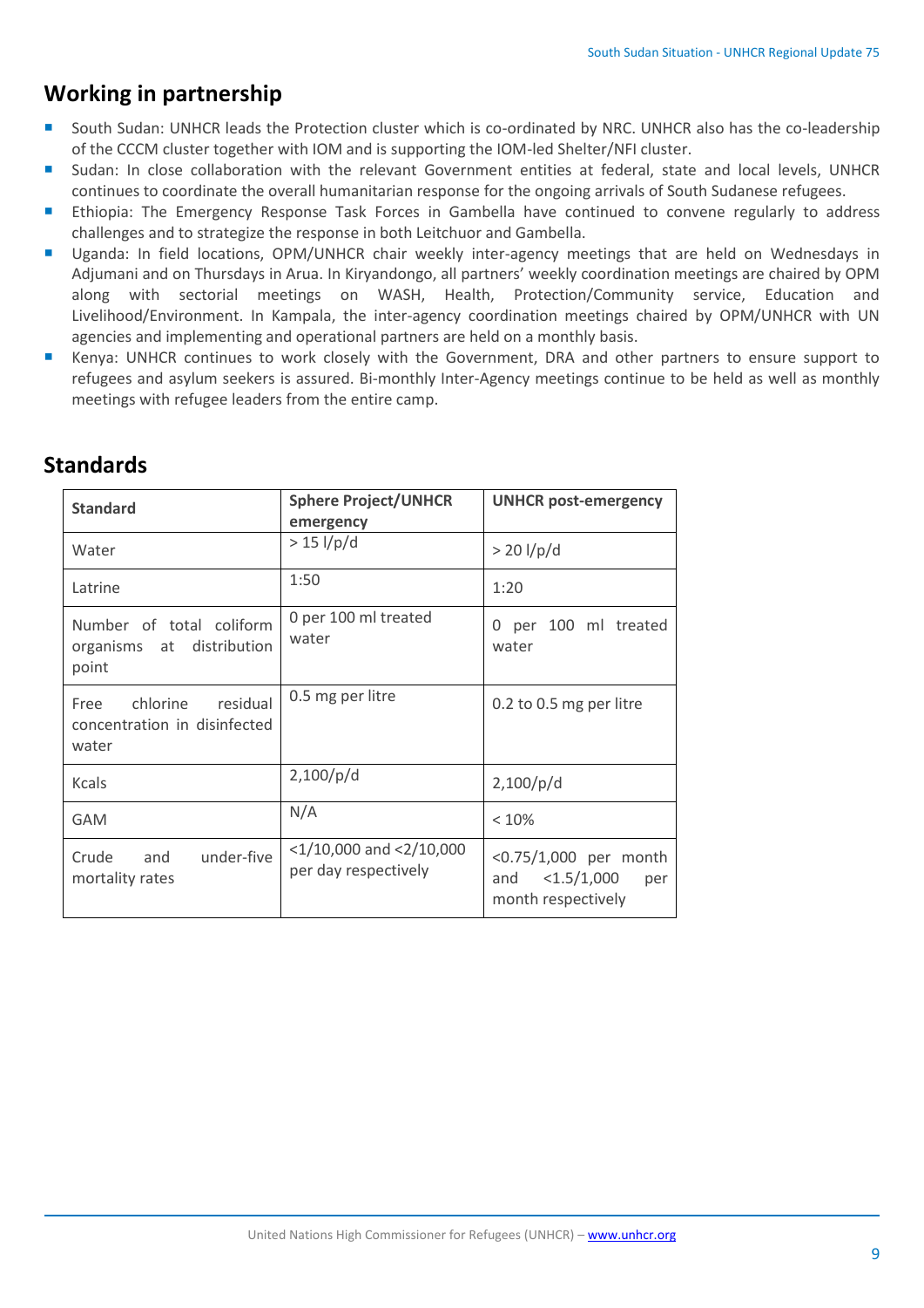## Working in partnership

- South Sudan: UNHCR leads the Protection cluster which is co-ordinated by NRC. UNHCR also has the co-leadership of the CCCM cluster together with IOM and is supporting the IOM-led Shelter/NFI cluster.
- Sudan: In close collaboration with the relevant Government entities at federal, state and local levels, UNHCR continues to coordinate the overall humanitarian response for the ongoing arrivals of South Sudanese refugees.
- Ethiopia: The Emergency Response Task Forces in Gambella have continued to convene regularly to address challenges and to strategize the response in both Leitchuor and Gambella.
- Uganda: In field locations, OPM/UNHCR chair weekly inter-agency meetings that are held on Wednesdays in Adjumani and on Thursdays in Arua. In Kiryandongo, all partners' weekly coordination meetings are chaired by OPM along with sectorial meetings on WASH, Health, Protection/Community service, Education and Livelihood/Environment. In Kampala, the inter-agency coordination meetings chaired by OPM/UNHCR with UN agencies and implementing and operational partners are held on a monthly basis.
- Kenya: UNHCR continues to work closely with the Government, DRA and other partners to ensure support to refugees and asylum seekers is assured. Bi-monthly Inter-Agency meetings continue to be held as well as monthly meetings with refugee leaders from the entire camp.

## Standards

| Standard | Sphere Project/UNHCR emergency | UNHCR post-emergency |
|---|---|---|
| Water | > 15 l/p/d | > 20 l/p/d |
| Latrine | 1:50 | 1:20 |
| Number of total coliform organisms at distribution point | 0 per 100 ml treated water | 0 per 100 ml treated water |
| Free chlorine residual concentration in disinfected water | 0.5 mg per litre | 0.2 to 0.5 mg per litre |
| Kcals | 2,100/p/d | 2,100/p/d |
| GAM | N/A | < 10% |
| Crude and under-five mortality rates | <1/10,000 and <2/10,000 per day respectively | <0.75/1,000 per month and <1.5/1,000 per month respectively |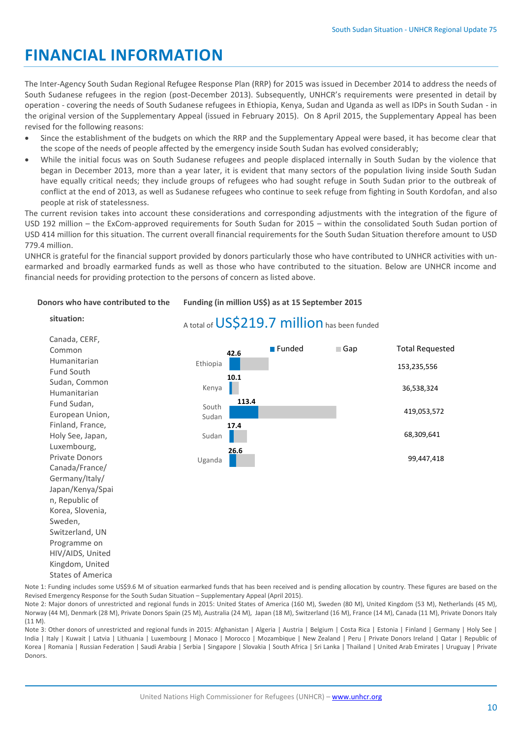# FINANCIAL INFORMATION

The Inter-Agency South Sudan Regional Refugee Response Plan (RRP) for 2015 was issued in December 2014 to address the needs of South Sudanese refugees in the region (post-December 2013). Subsequently, UNHCR's requirements were presented in detail by operation - covering the needs of South Sudanese refugees in Ethiopia, Kenya, Sudan and Uganda as well as IDPs in South Sudan - in the original version of the Supplementary Appeal (issued in February 2015). On 8 April 2015, the Supplementary Appeal has been revised for the following reasons:

- Since the establishment of the budgets on which the RRP and the Supplementary Appeal were based, it has become clear that the scope of the needs of people affected by the emergency inside South Sudan has evolved considerably;
- While the initial focus was on South Sudanese refugees and people displaced internally in South Sudan by the violence that began in December 2013, more than a year later, it is evident that many sectors of the population living inside South Sudan have equally critical needs; they include groups of refugees who had sought refuge in South Sudan prior to the outbreak of conflict at the end of 2013, as well as Sudanese refugees who continue to seek refuge from fighting in South Kordofan, and also people at risk of statelessness.

The current revision takes into account these considerations and corresponding adjustments with the integration of the figure of USD 192 million – the ExCom-approved requirements for South Sudan for 2015 – within the consolidated South Sudan portion of USD 414 million for this situation. The current overall financial requirements for the South Sudan Situation therefore amount to USD 779.4 million.

UNHCR is grateful for the financial support provided by donors particularly those who have contributed to UNHCR activities with un-earmarked and broadly earmarked funds as well as those who have contributed to the situation. Below are UNHCR income and financial needs for providing protection to the persons of concern as listed above.

**Donors who have contributed to the situation:**

Canada, CERF, Common Humanitarian Fund South Sudan, Common Humanitarian Fund Sudan, European Union, Finland, France, Holy See, Japan, Luxembourg, Private Donors Canada/France/Germany/Italy/Japan/Kenya/Spain, Republic of Korea, Slovenia, Sweden, Switzerland, UN Programme on HIV/AIDS, United Kingdom, United States of America

**Funding (in million US$) as at 15 September 2015**

A total of US$219.7 million has been funded

| Country | Funded | Total Requested |
|---|---|---|
| Ethiopia | 42.6 | 153,235,556 |
| Kenya | 10.1 | 36,538,324 |
| South Sudan | 113.4 | 419,053,572 |
| Sudan | 17.4 | 68,309,641 |
| Uganda | 26.6 | 99,447,418 |

Note 1: Funding includes some US$9.6 M of situation earmarked funds that has been received and is pending allocation by country. These figures are based on the Revised Emergency Response for the South Sudan Situation – Supplementary Appeal (April 2015).

Note 2: Major donors of unrestricted and regional funds in 2015: United States of America (160 M), Sweden (80 M), United Kingdom (53 M), Netherlands (45 M), Norway (44 M), Denmark (28 M), Private Donors Spain (25 M), Australia (24 M), Japan (18 M), Switzerland (16 M), France (14 M), Canada (11 M), Private Donors Italy (11 M).

Note 3: Other donors of unrestricted and regional funds in 2015: Afghanistan | Algeria | Austria | Belgium | Costa Rica | Estonia | Finland | Germany | Holy See | India | Italy | Kuwait | Latvia | Lithuania | Luxembourg | Monaco | Morocco | Mozambique | New Zealand | Peru | Private Donors Ireland | Qatar | Republic of Korea | Romania | Russian Federation | Saudi Arabia | Serbia | Singapore | Slovakia | South Africa | Sri Lanka | Thailand | United Arab Emirates | Uruguay | Private Donors.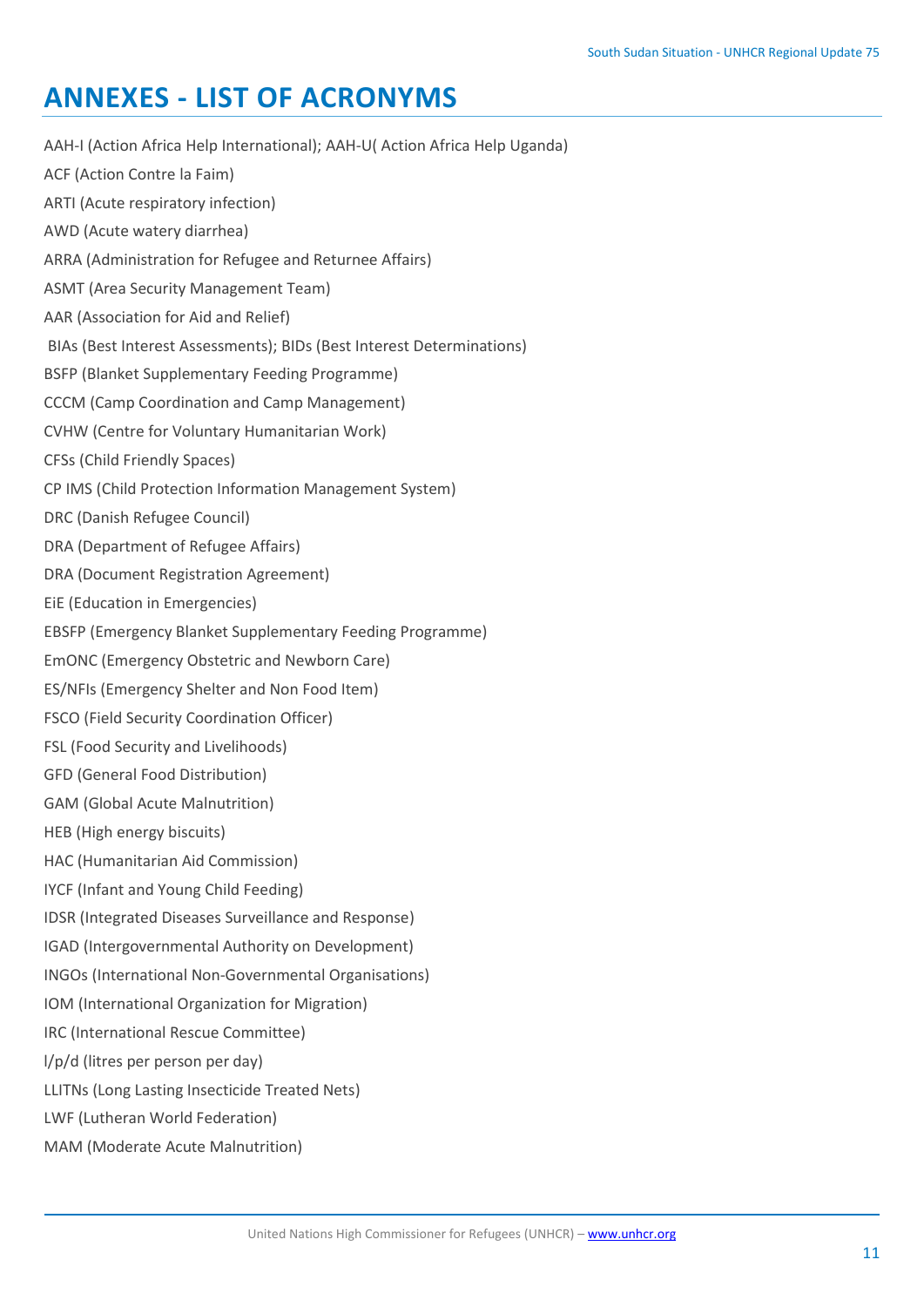# ANNEXES - LIST OF ACRONYMS

AAH-I (Action Africa Help International); AAH-U( Action Africa Help Uganda)

ACF (Action Contre la Faim)

ARTI (Acute respiratory infection)

AWD (Acute watery diarrhea)

ARRA (Administration for Refugee and Returnee Affairs)

ASMT (Area Security Management Team)

AAR (Association for Aid and Relief)

BIAs (Best Interest Assessments); BIDs (Best Interest Determinations)

BSFP (Blanket Supplementary Feeding Programme)

CCCM (Camp Coordination and Camp Management)

CVHW (Centre for Voluntary Humanitarian Work)

CFSs (Child Friendly Spaces)

CP IMS (Child Protection Information Management System)

DRC (Danish Refugee Council)

DRA (Department of Refugee Affairs)

DRA (Document Registration Agreement)

EiE (Education in Emergencies)

EBSFP (Emergency Blanket Supplementary Feeding Programme)

EmONC (Emergency Obstetric and Newborn Care)

ES/NFIs (Emergency Shelter and Non Food Item)

FSCO (Field Security Coordination Officer)

FSL (Food Security and Livelihoods)

GFD (General Food Distribution)

GAM (Global Acute Malnutrition)

HEB (High energy biscuits)

HAC (Humanitarian Aid Commission)

IYCF (Infant and Young Child Feeding)

IDSR (Integrated Diseases Surveillance and Response)

IGAD (Intergovernmental Authority on Development)

INGOs (International Non-Governmental Organisations)

IOM (International Organization for Migration)

IRC (International Rescue Committee)

l/p/d (litres per person per day)

LLITNs (Long Lasting Insecticide Treated Nets)

LWF (Lutheran World Federation)

MAM (Moderate Acute Malnutrition)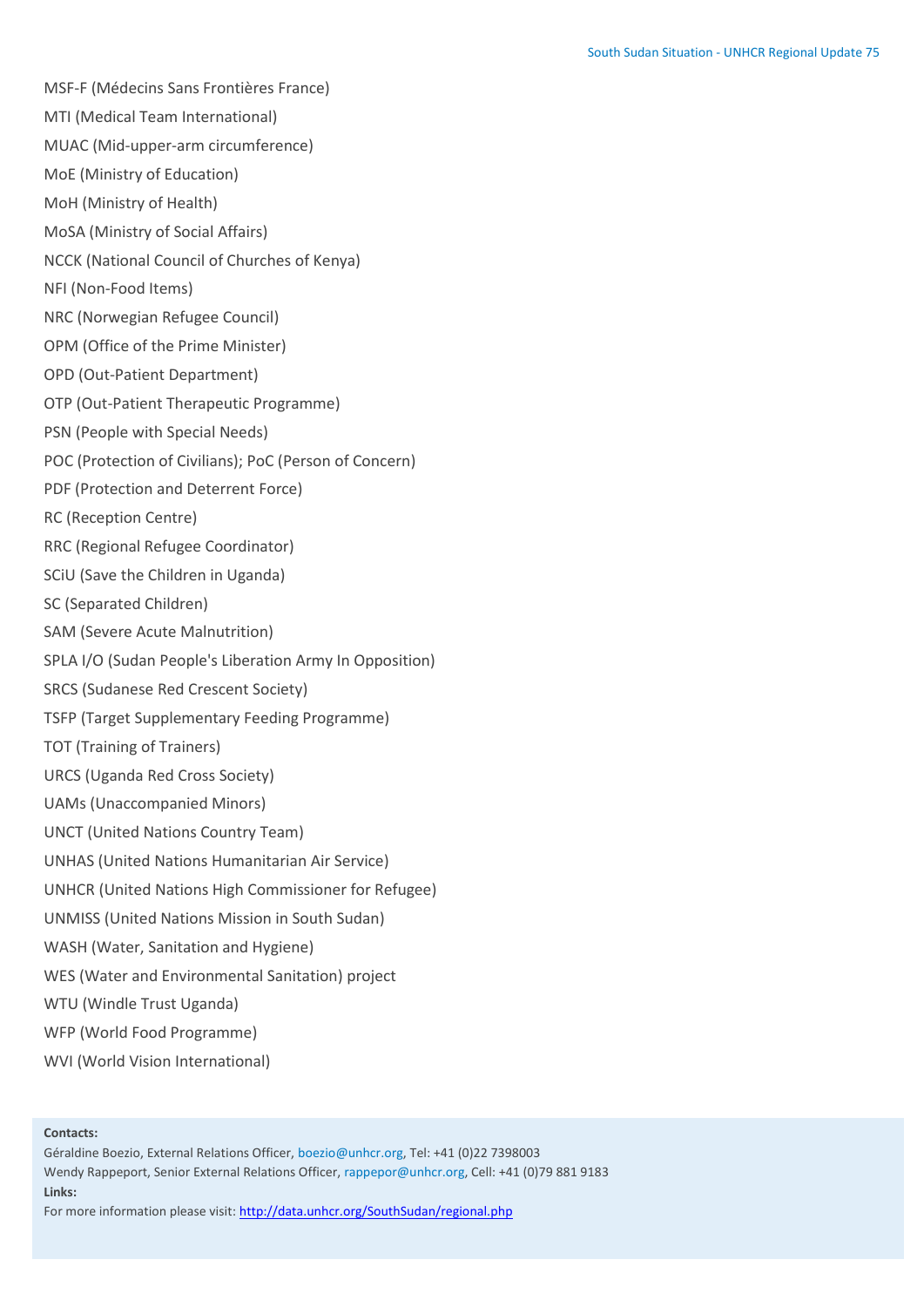MSF-F (Médecins Sans Frontières France)

MTI (Medical Team International)

MUAC (Mid-upper-arm circumference)

MoE (Ministry of Education)

MoH (Ministry of Health)

MoSA (Ministry of Social Affairs)

NCCK (National Council of Churches of Kenya)

NFI (Non-Food Items)

NRC (Norwegian Refugee Council)

OPM (Office of the Prime Minister)

OPD (Out-Patient Department)

OTP (Out-Patient Therapeutic Programme)

PSN (People with Special Needs)

POC (Protection of Civilians); PoC (Person of Concern)

PDF (Protection and Deterrent Force)

RC (Reception Centre)

RRC (Regional Refugee Coordinator)

SCiU (Save the Children in Uganda)

SC (Separated Children)

SAM (Severe Acute Malnutrition)

SPLA I/O (Sudan People's Liberation Army In Opposition)

SRCS (Sudanese Red Crescent Society)

TSFP (Target Supplementary Feeding Programme)

TOT (Training of Trainers)

URCS (Uganda Red Cross Society)

UAMs (Unaccompanied Minors)

UNCT (United Nations Country Team)

UNHAS (United Nations Humanitarian Air Service)

UNHCR (United Nations High Commissioner for Refugee)

UNMISS (United Nations Mission in South Sudan)

WASH (Water, Sanitation and Hygiene)

WES (Water and Environmental Sanitation) project

WTU (Windle Trust Uganda)

WFP (World Food Programme)

WVI (World Vision International)

**Contacts:**

Géraldine Boezio, External Relations Officer, boezio@unhcr.org, Tel: +41 (0)22 7398003

Wendy Rappeport, Senior External Relations Officer, rappepor@unhcr.org, Cell: +41 (0)79 881 9183

**Links:**

For more information please visit: http://data.unhcr.org/SouthSudan/regional.php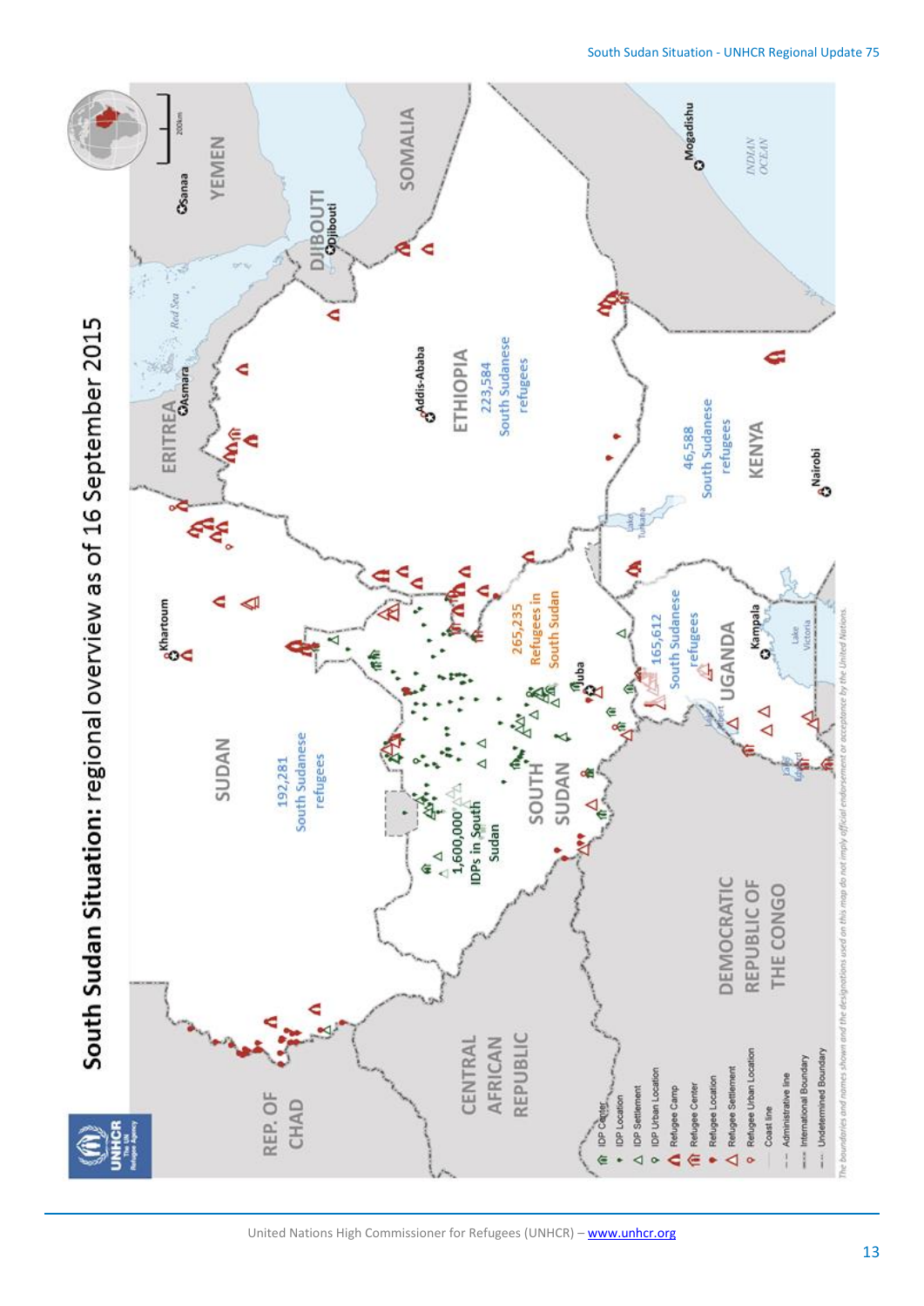# South Sudan Situation: regional overview as of 16 September 2015

SUDAN
192,281
South Sudanese refugees

ETHIOPIA
223,584
South Sudanese refugees

KENYA
46,588
South Sudanese refugees

UGANDA
165,612
South Sudanese refugees

265,235
Refugees in South Sudan

1,600,000
IDPs in South Sudan

SOUTH SUDAN

REP. OF CHAD

CENTRAL AFRICAN REPUBLIC

DEMOCRATIC REPUBLIC OF THE CONGO

ERITREA

DJIBOUTI

SOMALIA

YEMEN

Khartoum, Asmara, Sanaa, Djibouti, Addis-Ababa, Mogadishu, Nairobi, Kampala, Juba

Red Sea

INDIAN OCEAN

Lake Turkana

Lake Victoria

Lake Albert

Lake Edward

200km

IDP Center
IDP Location
IDP Settlement
IDP Urban Location
Refugee Camp
Refugee Center
Refugee Location
Refugee Settlement
Refugee Urban Location
Coast line
Administrative line
International Boundary
Undetermined Boundary

The boundaries and names shown and the designations used on this map do not imply official endorsement or acceptance by the United Nations.

United Nations High Commissioner for Refugees (UNHCR) – www.unhcr.org